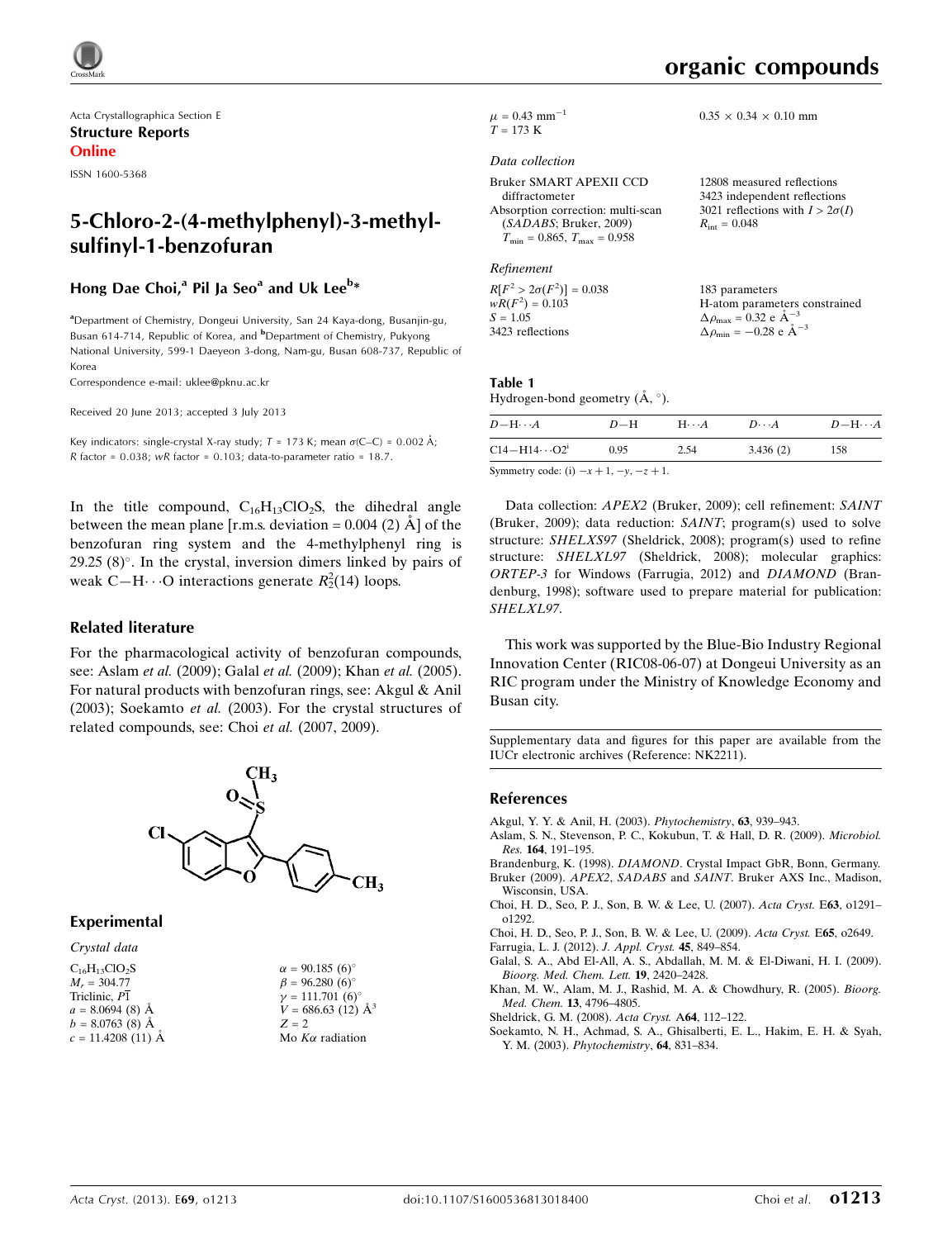Acta Crystallographica Section E

**Structure Reports Online**

ISSN 1600-5368

# 5-Chloro-2-(4-methylphenyl)-3-methylsulfinyl-1-benzofuran

**Hong Dae Choi,[a] Pil Ja Seo[a] and Uk Lee[b]***

[a]Department of Chemistry, Dongeui University, San 24 Kaya-dong, Busanjin-gu, Busan 614-714, Republic of Korea, and [b]Department of Chemistry, Pukyong National University, 599-1 Daeyeon 3-dong, Nam-gu, Busan 608-737, Republic of Korea

Correspondence e-mail: uklee@pknu.ac.kr

Received 20 June 2013; accepted 3 July 2013

Key indicators: single-crystal X-ray study; $T$ = 173 K; mean $\sigma$(C–C) = 0.002 Å; $R$ factor = 0.038; $wR$ factor = 0.103; data-to-parameter ratio = 18.7.

In the title compound, $C_{16}H_{13}ClO_2S$, the dihedral angle between the mean plane [r.m.s. deviation = 0.004 (2) Å] of the benzofuran ring system and the 4-methylphenyl ring is 29.25 (8)°. In the crystal, inversion dimers linked by pairs of weak C—H⋯O interactions generate $R_2^2(14)$ loops.

## Related literature

For the pharmacological activity of benzofuran compounds, see: Aslam *et al.* (2009); Galal *et al.* (2009); Khan *et al.* (2005). For natural products with benzofuran rings, see: Akgul & Anil (2003); Soekamto *et al.* (2003). For the crystal structures of related compounds, see: Choi *et al.* (2007, 2009).

## Experimental

*Crystal data*

$C_{16}H_{13}ClO_2S$
$M_r$ = 304.77
Triclinic, $P\overline{1}$
$a$ = 8.0694 (8) Å
$b$ = 8.0763 (8) Å
$c$ = 11.4208 (11) Å
$\alpha$ = 90.185 (6)°
$\beta$ = 96.280 (6)°
$\gamma$ = 111.701 (6)°
$V$ = 686.63 (12) Å$^3$
$Z$ = 2
Mo $K\alpha$ radiation
$\mu$ = 0.43 mm$^{-1}$
$T$ = 173 K
0.35 × 0.34 × 0.10 mm

*Data collection*

Bruker SMART APEXII CCD diffractometer
Absorption correction: multi-scan (*SADABS*; Bruker, 2009)
$T_{min}$ = 0.865, $T_{max}$ = 0.958
12808 measured reflections
3423 independent reflections
3021 reflections with $I > 2\sigma(I)$
$R_{int}$ = 0.048

*Refinement*

$R[F^2 > 2\sigma(F^2)]$ = 0.038
$wR(F^2)$ = 0.103
$S$ = 1.05
3423 reflections
183 parameters
H-atom parameters constrained
$\Delta\rho_{max}$ = 0.32 e Å$^{-3}$
$\Delta\rho_{min}$ = −0.28 e Å$^{-3}$

**Table 1**
Hydrogen-bond geometry (Å, °).

| $D$—H⋯$A$ | $D$—H | H⋯$A$ | $D$⋯$A$ | $D$—H⋯$A$ |
|---|---|---|---|---|
| C14—H14⋯O2[i] | 0.95 | 2.54 | 3.436 (2) | 158 |

Symmetry code: (i) $-x+1, -y, -z+1$.

Data collection: *APEX2* (Bruker, 2009); cell refinement: *SAINT* (Bruker, 2009); data reduction: *SAINT*; program(s) used to solve structure: *SHELXS97* (Sheldrick, 2008); program(s) used to refine structure: *SHELXL97* (Sheldrick, 2008); molecular graphics: *ORTEP-3* for Windows (Farrugia, 2012) and *DIAMOND* (Brandenburg, 1998); software used to prepare material for publication: *SHELXL97*.

This work was supported by the Blue-Bio Industry Regional Innovation Center (RIC08-06-07) at Dongeui University as an RIC program under the Ministry of Knowledge Economy and Busan city.

Supplementary data and figures for this paper are available from the IUCr electronic archives (Reference: NK2211).

## References

Akgul, Y. Y. & Anil, H. (2003). *Phytochemistry*, **63**, 939–943.
Aslam, S. N., Stevenson, P. C., Kokubun, T. & Hall, D. R. (2009). *Microbiol. Res.* **164**, 191–195.
Brandenburg, K. (1998). *DIAMOND*. Crystal Impact GbR, Bonn, Germany.
Bruker (2009). *APEX2*, *SADABS* and *SAINT*. Bruker AXS Inc., Madison, Wisconsin, USA.
Choi, H. D., Seo, P. J., Son, B. W. & Lee, U. (2007). *Acta Cryst.* E**63**, o1291–o1292.
Choi, H. D., Seo, P. J., Son, B. W. & Lee, U. (2009). *Acta Cryst.* E**65**, o2649.
Farrugia, L. J. (2012). *J. Appl. Cryst.* **45**, 849–854.
Galal, S. A., Abd El-All, A. S., Abdallah, M. M. & El-Diwani, H. I. (2009). *Bioorg. Med. Chem. Lett.* **19**, 2420–2428.
Khan, M. W., Alam, M. J., Rashid, M. A. & Chowdhury, R. (2005). *Bioorg. Med. Chem.* **13**, 4796–4805.
Sheldrick, G. M. (2008). *Acta Cryst.* A**64**, 112–122.
Soekamto, N. H., Achmad, S. A., Ghisalberti, E. L., Hakim, E. H. & Syah, Y. M. (2003). *Phytochemistry*, **64**, 831–834.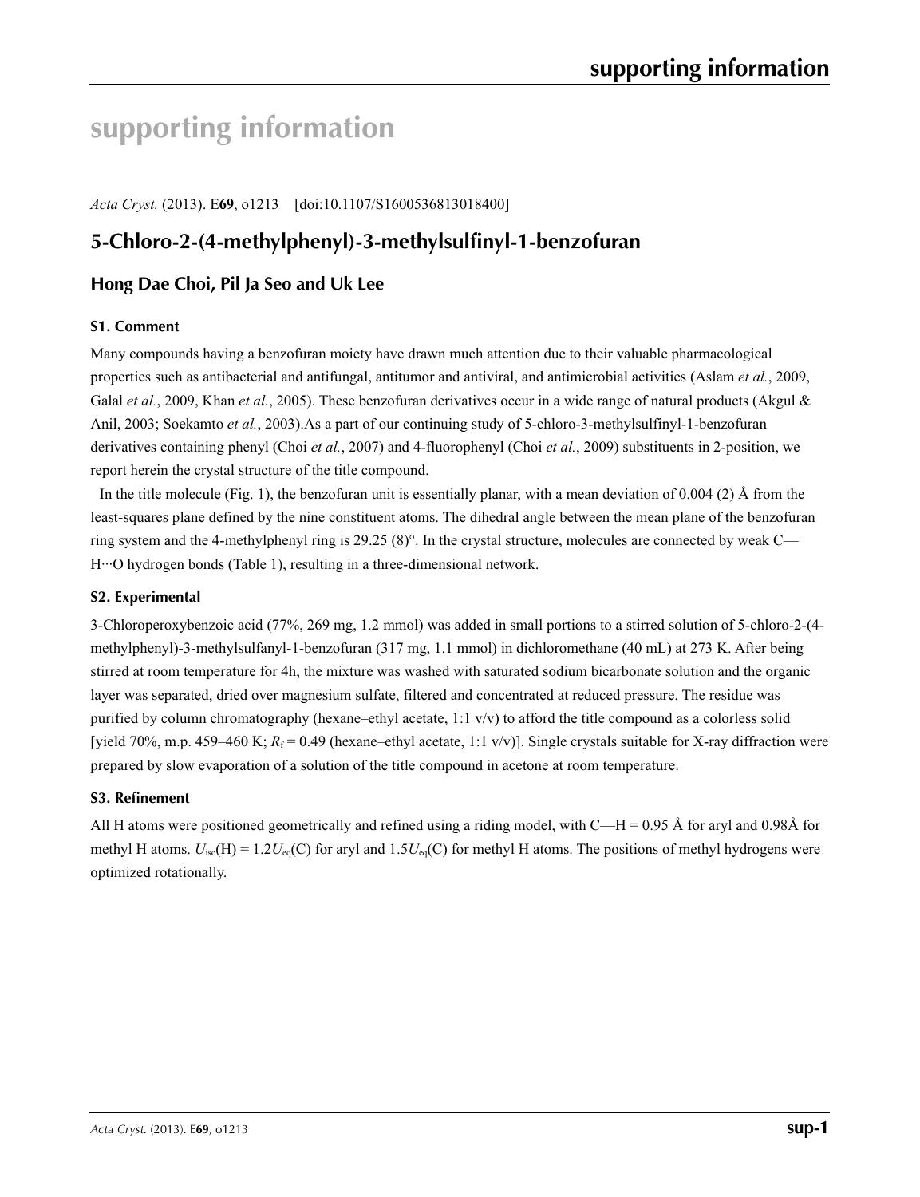# supporting information

*Acta Cryst.* (2013). E**69**, o1213    [doi:10.1107/S1600536813018400]

## 5-Chloro-2-(4-methylphenyl)-3-methylsulfinyl-1-benzofuran

### Hong Dae Choi, Pil Ja Seo and Uk Lee

#### S1. Comment

Many compounds having a benzofuran moiety have drawn much attention due to their valuable pharmacological properties such as antibacterial and antifungal, antitumor and antiviral, and antimicrobial activities (Aslam *et al.*, 2009, Galal *et al.*, 2009, Khan *et al.*, 2005). These benzofuran derivatives occur in a wide range of natural products (Akgul & Anil, 2003; Soekamto *et al.*, 2003).As a part of our continuing study of 5-chloro-3-methylsulfinyl-1-benzofuran derivatives containing phenyl (Choi *et al.*, 2007) and 4-fluorophenyl (Choi *et al.*, 2009) substituents in 2-position, we report herein the crystal structure of the title compound.

In the title molecule (Fig. 1), the benzofuran unit is essentially planar, with a mean deviation of 0.004 (2) Å from the least-squares plane defined by the nine constituent atoms. The dihedral angle between the mean plane of the benzofuran ring system and the 4-methylphenyl ring is 29.25 (8)°. In the crystal structure, molecules are connected by weak C—H···O hydrogen bonds (Table 1), resulting in a three-dimensional network.

#### S2. Experimental

3-Chloroperoxybenzoic acid (77%, 269 mg, 1.2 mmol) was added in small portions to a stirred solution of 5-chloro-2-(4-methylphenyl)-3-methylsulfanyl-1-benzofuran (317 mg, 1.1 mmol) in dichloromethane (40 mL) at 273 K. After being stirred at room temperature for 4h, the mixture was washed with saturated sodium bicarbonate solution and the organic layer was separated, dried over magnesium sulfate, filtered and concentrated at reduced pressure. The residue was purified by column chromatography (hexane–ethyl acetate, 1:1 v/v) to afford the title compound as a colorless solid [yield 70%, m.p. 459–460 K; $R_f$ = 0.49 (hexane–ethyl acetate, 1:1 v/v)]. Single crystals suitable for X-ray diffraction were prepared by slow evaporation of a solution of the title compound in acetone at room temperature.

#### S3. Refinement

All H atoms were positioned geometrically and refined using a riding model, with C—H = 0.95 Å for aryl and 0.98Å for methyl H atoms. $U_{iso}$(H) = 1.2$U_{eq}$(C) for aryl and 1.5$U_{eq}$(C) for methyl H atoms. The positions of methyl hydrogens were optimized rotationally.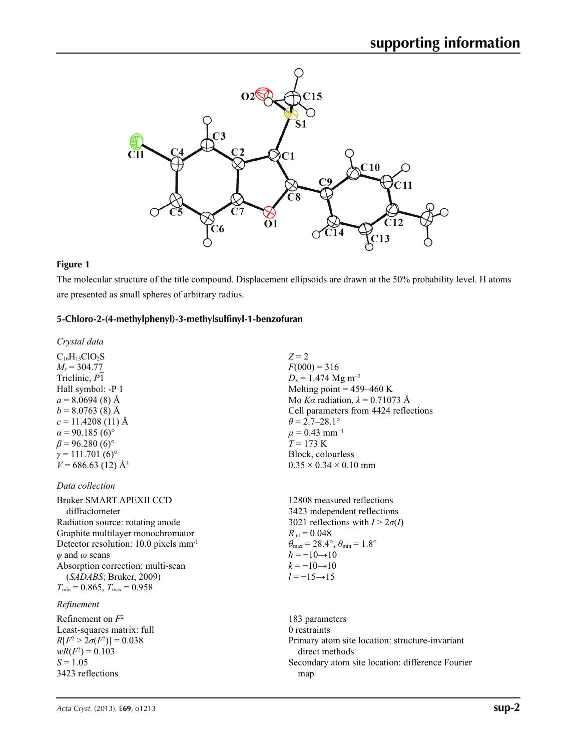**Figure 1**

The molecular structure of the title compound. Displacement ellipsoids are drawn at the 50% probability level. H atoms are presented as small spheres of arbitrary radius.

### 5-Chloro-2-(4-methylphenyl)-3-methylsulfinyl-1-benzofuran

*Crystal data*

$C_{16}H_{13}ClO_2S$
$M_r = 304.77$
Triclinic, $P\overline{1}$
Hall symbol: -P 1
$a = 8.0694$ (8) Å
$b = 8.0763$ (8) Å
$c = 11.4208$ (11) Å
$\alpha = 90.185$ (6)°
$\beta = 96.280$ (6)°
$\gamma = 111.701$ (6)°
$V = 686.63$ (12) Å$^3$
$Z = 2$
$F(000) = 316$
$D_x = 1.474$ Mg m$^{-3}$
Melting point = 459–460 K
Mo $K\alpha$ radiation, $\lambda = 0.71073$ Å
Cell parameters from 4424 reflections
$\theta = 2.7–28.1°$
$\mu = 0.43$ mm$^{-1}$
$T = 173$ K
Block, colourless
0.35 × 0.34 × 0.10 mm

*Data collection*

Bruker SMART APEXII CCD diffractometer
Radiation source: rotating anode
Graphite multilayer monochromator
Detector resolution: 10.0 pixels mm$^{-1}$
$\varphi$ and $\omega$ scans
Absorption correction: multi-scan (*SADABS*; Bruker, 2009)
$T_{min} = 0.865$, $T_{max} = 0.958$
12808 measured reflections
3423 independent reflections
3021 reflections with $I > 2\sigma(I)$
$R_{int} = 0.048$
$\theta_{max} = 28.4°$, $\theta_{min} = 1.8°$
$h = -10 \rightarrow 10$
$k = -10 \rightarrow 10$
$l = -15 \rightarrow 15$

*Refinement*

Refinement on $F^2$
Least-squares matrix: full
$R[F^2 > 2\sigma(F^2)] = 0.038$
$wR(F^2) = 0.103$
$S = 1.05$
3423 reflections
183 parameters
0 restraints
Primary atom site location: structure-invariant direct methods
Secondary atom site location: difference Fourier map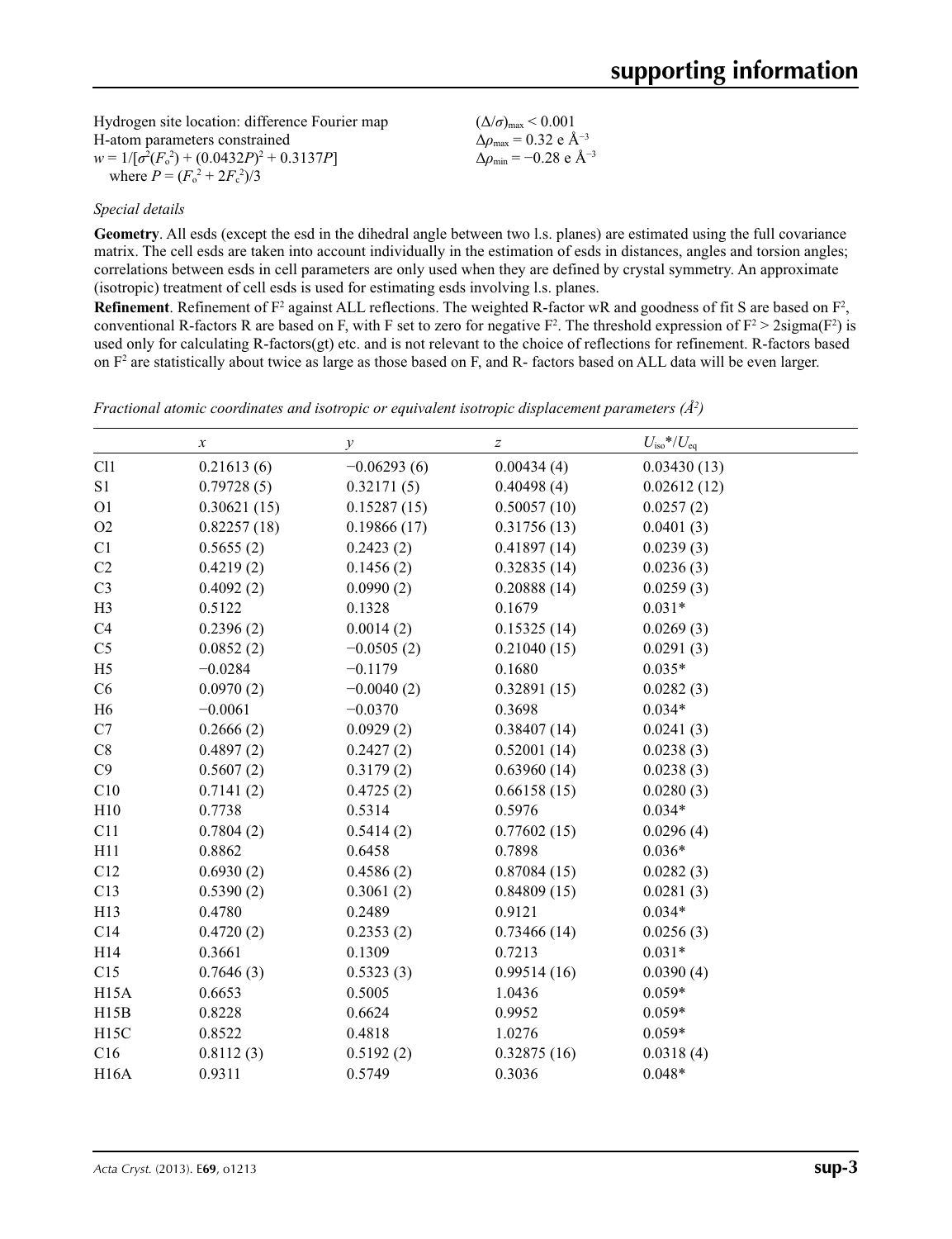Hydrogen site location: difference Fourier map
H-atom parameters constrained
$w = 1/[\sigma^2(F_o^2) + (0.0432P)^2 + 0.3137P]$
where $P = (F_o^2 + 2F_c^2)/3$

$(\Delta/\sigma)_{max} < 0.001$
$\Delta\rho_{max} = 0.32$ e Å$^{-3}$
$\Delta\rho_{min} = -0.28$ e Å$^{-3}$

*Special details*

**Geometry**. All esds (except the esd in the dihedral angle between two l.s. planes) are estimated using the full covariance matrix. The cell esds are taken into account individually in the estimation of esds in distances, angles and torsion angles; correlations between esds in cell parameters are only used when they are defined by crystal symmetry. An approximate (isotropic) treatment of cell esds is used for estimating esds involving l.s. planes.

**Refinement**. Refinement of $F^2$ against ALL reflections. The weighted R-factor wR and goodness of fit S are based on $F^2$, conventional R-factors R are based on F, with F set to zero for negative $F^2$. The threshold expression of $F^2 > 2\text{sigma}(F^2)$ is used only for calculating R-factors(gt) etc. and is not relevant to the choice of reflections for refinement. R-factors based on $F^2$ are statistically about twice as large as those based on F, and R- factors based on ALL data will be even larger.

*Fractional atomic coordinates and isotropic or equivalent isotropic displacement parameters (Å$^2$)*

| | $x$ | $y$ | $z$ | $U_{iso}$*/$U_{eq}$ |
|---|---|---|---|---|
| Cl1 | 0.21613 (6) | −0.06293 (6) | 0.00434 (4) | 0.03430 (13) |
| S1 | 0.79728 (5) | 0.32171 (5) | 0.40498 (4) | 0.02612 (12) |
| O1 | 0.30621 (15) | 0.15287 (15) | 0.50057 (10) | 0.0257 (2) |
| O2 | 0.82257 (18) | 0.19866 (17) | 0.31756 (13) | 0.0401 (3) |
| C1 | 0.5655 (2) | 0.2423 (2) | 0.41897 (14) | 0.0239 (3) |
| C2 | 0.4219 (2) | 0.1456 (2) | 0.32835 (14) | 0.0236 (3) |
| C3 | 0.4092 (2) | 0.0990 (2) | 0.20888 (14) | 0.0259 (3) |
| H3 | 0.5122 | 0.1328 | 0.1679 | 0.031* |
| C4 | 0.2396 (2) | 0.0014 (2) | 0.15325 (14) | 0.0269 (3) |
| C5 | 0.0852 (2) | −0.0505 (2) | 0.21040 (15) | 0.0291 (3) |
| H5 | −0.0284 | −0.1179 | 0.1680 | 0.035* |
| C6 | 0.0970 (2) | −0.0040 (2) | 0.32891 (15) | 0.0282 (3) |
| H6 | −0.0061 | −0.0370 | 0.3698 | 0.034* |
| C7 | 0.2666 (2) | 0.0929 (2) | 0.38407 (14) | 0.0241 (3) |
| C8 | 0.4897 (2) | 0.2427 (2) | 0.52001 (14) | 0.0238 (3) |
| C9 | 0.5607 (2) | 0.3179 (2) | 0.63960 (14) | 0.0238 (3) |
| C10 | 0.7141 (2) | 0.4725 (2) | 0.66158 (15) | 0.0280 (3) |
| H10 | 0.7738 | 0.5314 | 0.5976 | 0.034* |
| C11 | 0.7804 (2) | 0.5414 (2) | 0.77602 (15) | 0.0296 (4) |
| H11 | 0.8862 | 0.6458 | 0.7898 | 0.036* |
| C12 | 0.6930 (2) | 0.4586 (2) | 0.87084 (15) | 0.0282 (3) |
| C13 | 0.5390 (2) | 0.3061 (2) | 0.84809 (15) | 0.0281 (3) |
| H13 | 0.4780 | 0.2489 | 0.9121 | 0.034* |
| C14 | 0.4720 (2) | 0.2353 (2) | 0.73466 (14) | 0.0256 (3) |
| H14 | 0.3661 | 0.1309 | 0.7213 | 0.031* |
| C15 | 0.7646 (3) | 0.5323 (3) | 0.99514 (16) | 0.0390 (4) |
| H15A | 0.6653 | 0.5005 | 1.0436 | 0.059* |
| H15B | 0.8228 | 0.6624 | 0.9952 | 0.059* |
| H15C | 0.8522 | 0.4818 | 1.0276 | 0.059* |
| C16 | 0.8112 (3) | 0.5192 (2) | 0.32875 (16) | 0.0318 (4) |
| H16A | 0.9311 | 0.5749 | 0.3036 | 0.048* |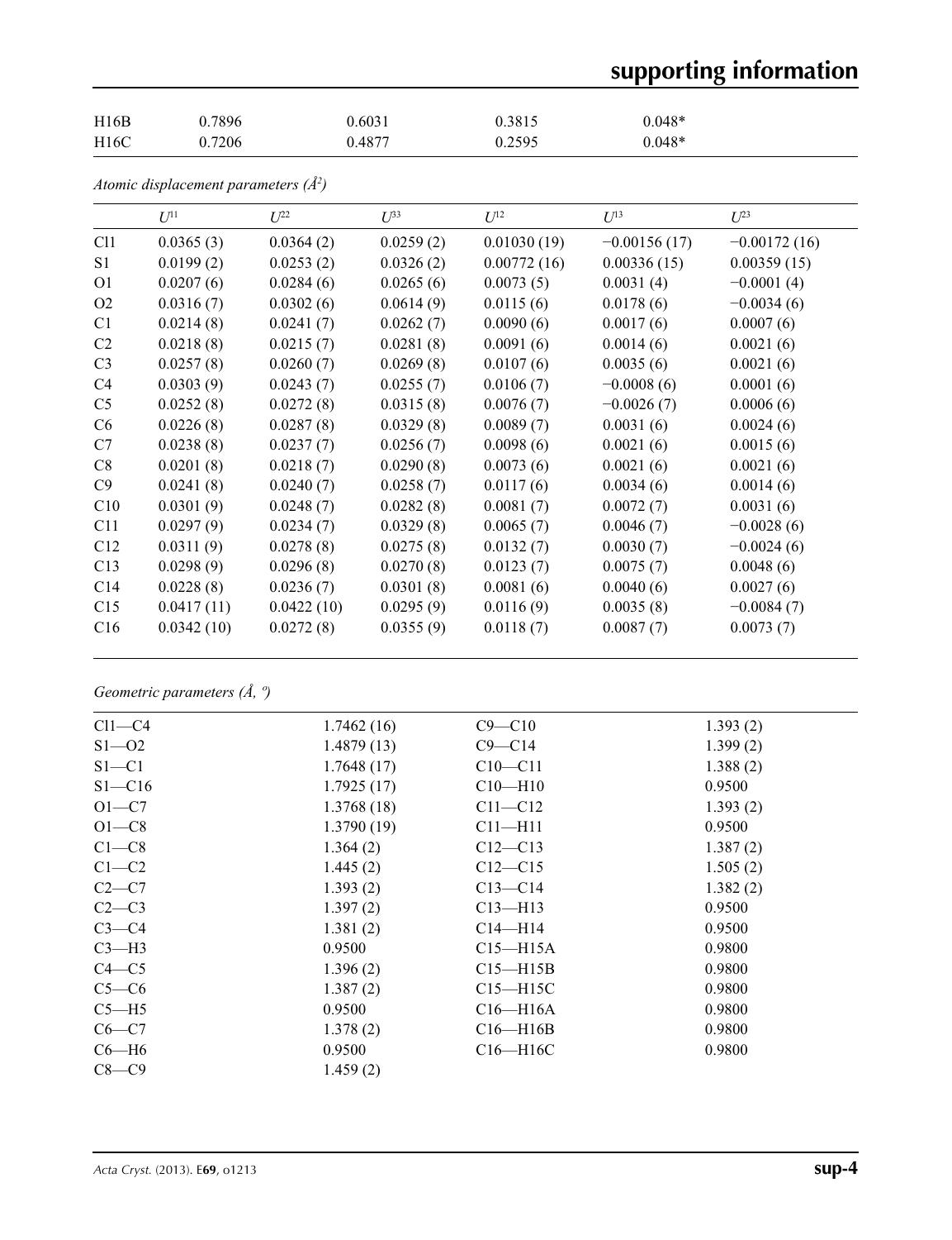| H16B | 0.7896 | 0.6031 | 0.3815 | 0.048* |
|---|---|---|---|---|
| H16C | 0.7206 | 0.4877 | 0.2595 | 0.048* |

*Atomic displacement parameters (Å²)*

| | $U^{11}$ | $U^{22}$ | $U^{33}$ | $U^{12}$ | $U^{13}$ | $U^{23}$ |
|---|---|---|---|---|---|---|
| Cl1 | 0.0365 (3) | 0.0364 (2) | 0.0259 (2) | 0.01030 (19) | −0.00156 (17) | −0.00172 (16) |
| S1 | 0.0199 (2) | 0.0253 (2) | 0.0326 (2) | 0.00772 (16) | 0.00336 (15) | 0.00359 (15) |
| O1 | 0.0207 (6) | 0.0284 (6) | 0.0265 (6) | 0.0073 (5) | 0.0031 (4) | −0.0001 (4) |
| O2 | 0.0316 (7) | 0.0302 (6) | 0.0614 (9) | 0.0115 (6) | 0.0178 (6) | −0.0034 (6) |
| C1 | 0.0214 (8) | 0.0241 (7) | 0.0262 (7) | 0.0090 (6) | 0.0017 (6) | 0.0007 (6) |
| C2 | 0.0218 (8) | 0.0215 (7) | 0.0281 (8) | 0.0091 (6) | 0.0014 (6) | 0.0021 (6) |
| C3 | 0.0257 (8) | 0.0260 (7) | 0.0269 (8) | 0.0107 (6) | 0.0035 (6) | 0.0021 (6) |
| C4 | 0.0303 (9) | 0.0243 (7) | 0.0255 (7) | 0.0106 (7) | −0.0008 (6) | 0.0001 (6) |
| C5 | 0.0252 (8) | 0.0272 (8) | 0.0315 (8) | 0.0076 (7) | −0.0026 (7) | 0.0006 (6) |
| C6 | 0.0226 (8) | 0.0287 (8) | 0.0329 (8) | 0.0089 (7) | 0.0031 (6) | 0.0024 (6) |
| C7 | 0.0238 (8) | 0.0237 (7) | 0.0256 (7) | 0.0098 (6) | 0.0021 (6) | 0.0015 (6) |
| C8 | 0.0201 (8) | 0.0218 (7) | 0.0290 (8) | 0.0073 (6) | 0.0021 (6) | 0.0021 (6) |
| C9 | 0.0241 (8) | 0.0240 (7) | 0.0258 (7) | 0.0117 (6) | 0.0034 (6) | 0.0014 (6) |
| C10 | 0.0301 (9) | 0.0248 (7) | 0.0282 (8) | 0.0081 (7) | 0.0072 (7) | 0.0031 (6) |
| C11 | 0.0297 (9) | 0.0234 (7) | 0.0329 (8) | 0.0065 (7) | 0.0046 (7) | −0.0028 (6) |
| C12 | 0.0311 (9) | 0.0278 (8) | 0.0275 (8) | 0.0132 (7) | 0.0030 (7) | −0.0024 (6) |
| C13 | 0.0298 (9) | 0.0296 (8) | 0.0270 (8) | 0.0123 (7) | 0.0075 (7) | 0.0048 (6) |
| C14 | 0.0228 (8) | 0.0236 (7) | 0.0301 (8) | 0.0081 (6) | 0.0040 (6) | 0.0027 (6) |
| C15 | 0.0417 (11) | 0.0422 (10) | 0.0295 (9) | 0.0116 (9) | 0.0035 (8) | −0.0084 (7) |
| C16 | 0.0342 (10) | 0.0272 (8) | 0.0355 (9) | 0.0118 (7) | 0.0087 (7) | 0.0073 (7) |

*Geometric parameters (Å, º)*

| | | | |
|---|---|---|---|
| Cl1—C4 | 1.7462 (16) | C9—C10 | 1.393 (2) |
| S1—O2 | 1.4879 (13) | C9—C14 | 1.399 (2) |
| S1—C1 | 1.7648 (17) | C10—C11 | 1.388 (2) |
| S1—C16 | 1.7925 (17) | C10—H10 | 0.9500 |
| O1—C7 | 1.3768 (18) | C11—C12 | 1.393 (2) |
| O1—C8 | 1.3790 (19) | C11—H11 | 0.9500 |
| C1—C8 | 1.364 (2) | C12—C13 | 1.387 (2) |
| C1—C2 | 1.445 (2) | C12—C15 | 1.505 (2) |
| C2—C7 | 1.393 (2) | C13—C14 | 1.382 (2) |
| C2—C3 | 1.397 (2) | C13—H13 | 0.9500 |
| C3—C4 | 1.381 (2) | C14—H14 | 0.9500 |
| C3—H3 | 0.9500 | C15—H15A | 0.9800 |
| C4—C5 | 1.396 (2) | C15—H15B | 0.9800 |
| C5—C6 | 1.387 (2) | C15—H15C | 0.9800 |
| C5—H5 | 0.9500 | C16—H16A | 0.9800 |
| C6—C7 | 1.378 (2) | C16—H16B | 0.9800 |
| C6—H6 | 0.9500 | C16—H16C | 0.9800 |
| C8—C9 | 1.459 (2) | | |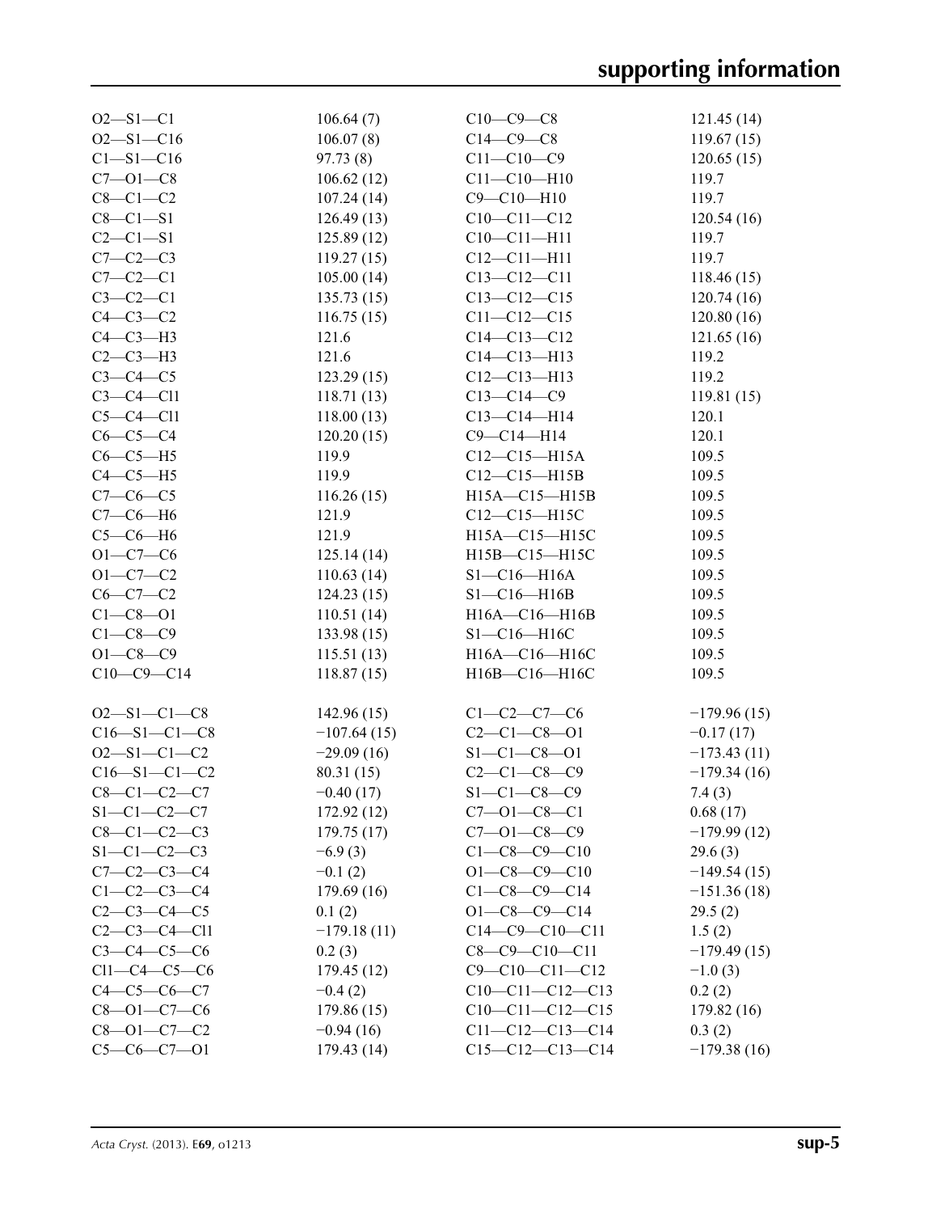| | | | |
|---|---|---|---|
| O2—S1—C1 | 106.64 (7) | C10—C9—C8 | 121.45 (14) |
| O2—S1—C16 | 106.07 (8) | C14—C9—C8 | 119.67 (15) |
| C1—S1—C16 | 97.73 (8) | C11—C10—C9 | 120.65 (15) |
| C7—O1—C8 | 106.62 (12) | C11—C10—H10 | 119.7 |
| C8—C1—C2 | 107.24 (14) | C9—C10—H10 | 119.7 |
| C8—C1—S1 | 126.49 (13) | C10—C11—C12 | 120.54 (16) |
| C2—C1—S1 | 125.89 (12) | C10—C11—H11 | 119.7 |
| C7—C2—C3 | 119.27 (15) | C12—C11—H11 | 119.7 |
| C7—C2—C1 | 105.00 (14) | C13—C12—C11 | 118.46 (15) |
| C3—C2—C1 | 135.73 (15) | C13—C12—C15 | 120.74 (16) |
| C4—C3—C2 | 116.75 (15) | C11—C12—C15 | 120.80 (16) |
| C4—C3—H3 | 121.6 | C14—C13—C12 | 121.65 (16) |
| C2—C3—H3 | 121.6 | C14—C13—H13 | 119.2 |
| C3—C4—C5 | 123.29 (15) | C12—C13—H13 | 119.2 |
| C3—C4—Cl1 | 118.71 (13) | C13—C14—C9 | 119.81 (15) |
| C5—C4—Cl1 | 118.00 (13) | C13—C14—H14 | 120.1 |
| C6—C5—C4 | 120.20 (15) | C9—C14—H14 | 120.1 |
| C6—C5—H5 | 119.9 | C12—C15—H15A | 109.5 |
| C4—C5—H5 | 119.9 | C12—C15—H15B | 109.5 |
| C7—C6—C5 | 116.26 (15) | H15A—C15—H15B | 109.5 |
| C7—C6—H6 | 121.9 | C12—C15—H15C | 109.5 |
| C5—C6—H6 | 121.9 | H15A—C15—H15C | 109.5 |
| O1—C7—C6 | 125.14 (14) | H15B—C15—H15C | 109.5 |
| O1—C7—C2 | 110.63 (14) | S1—C16—H16A | 109.5 |
| C6—C7—C2 | 124.23 (15) | S1—C16—H16B | 109.5 |
| C1—C8—O1 | 110.51 (14) | H16A—C16—H16B | 109.5 |
| C1—C8—C9 | 133.98 (15) | S1—C16—H16C | 109.5 |
| O1—C8—C9 | 115.51 (13) | H16A—C16—H16C | 109.5 |
| C10—C9—C14 | 118.87 (15) | H16B—C16—H16C | 109.5 |

| | | | |
|---|---|---|---|
| O2—S1—C1—C8 | 142.96 (15) | C1—C2—C7—C6 | −179.96 (15) |
| C16—S1—C1—C8 | −107.64 (15) | C2—C1—C8—O1 | −0.17 (17) |
| O2—S1—C1—C2 | −29.09 (16) | S1—C1—C8—O1 | −173.43 (11) |
| C16—S1—C1—C2 | 80.31 (15) | C2—C1—C8—C9 | −179.34 (16) |
| C8—C1—C2—C7 | −0.40 (17) | S1—C1—C8—C9 | 7.4 (3) |
| S1—C1—C2—C7 | 172.92 (12) | C7—O1—C8—C1 | 0.68 (17) |
| C8—C1—C2—C3 | 179.75 (17) | C7—O1—C8—C9 | −179.99 (12) |
| S1—C1—C2—C3 | −6.9 (3) | C1—C8—C9—C10 | 29.6 (3) |
| C7—C2—C3—C4 | −0.1 (2) | O1—C8—C9—C10 | −149.54 (15) |
| C1—C2—C3—C4 | 179.69 (16) | C1—C8—C9—C14 | −151.36 (18) |
| C2—C3—C4—C5 | 0.1 (2) | O1—C8—C9—C14 | 29.5 (2) |
| C2—C3—C4—Cl1 | −179.18 (11) | C14—C9—C10—C11 | 1.5 (2) |
| C3—C4—C5—C6 | 0.2 (3) | C8—C9—C10—C11 | −179.49 (15) |
| Cl1—C4—C5—C6 | 179.45 (12) | C9—C10—C11—C12 | −1.0 (3) |
| C4—C5—C6—C7 | −0.4 (2) | C10—C11—C12—C13 | 0.2 (2) |
| C8—O1—C7—C6 | 179.86 (15) | C10—C11—C12—C15 | 179.82 (16) |
| C8—O1—C7—C2 | −0.94 (16) | C11—C12—C13—C14 | 0.3 (2) |
| C5—C6—C7—O1 | 179.43 (14) | C15—C12—C13—C14 | −179.38 (16) |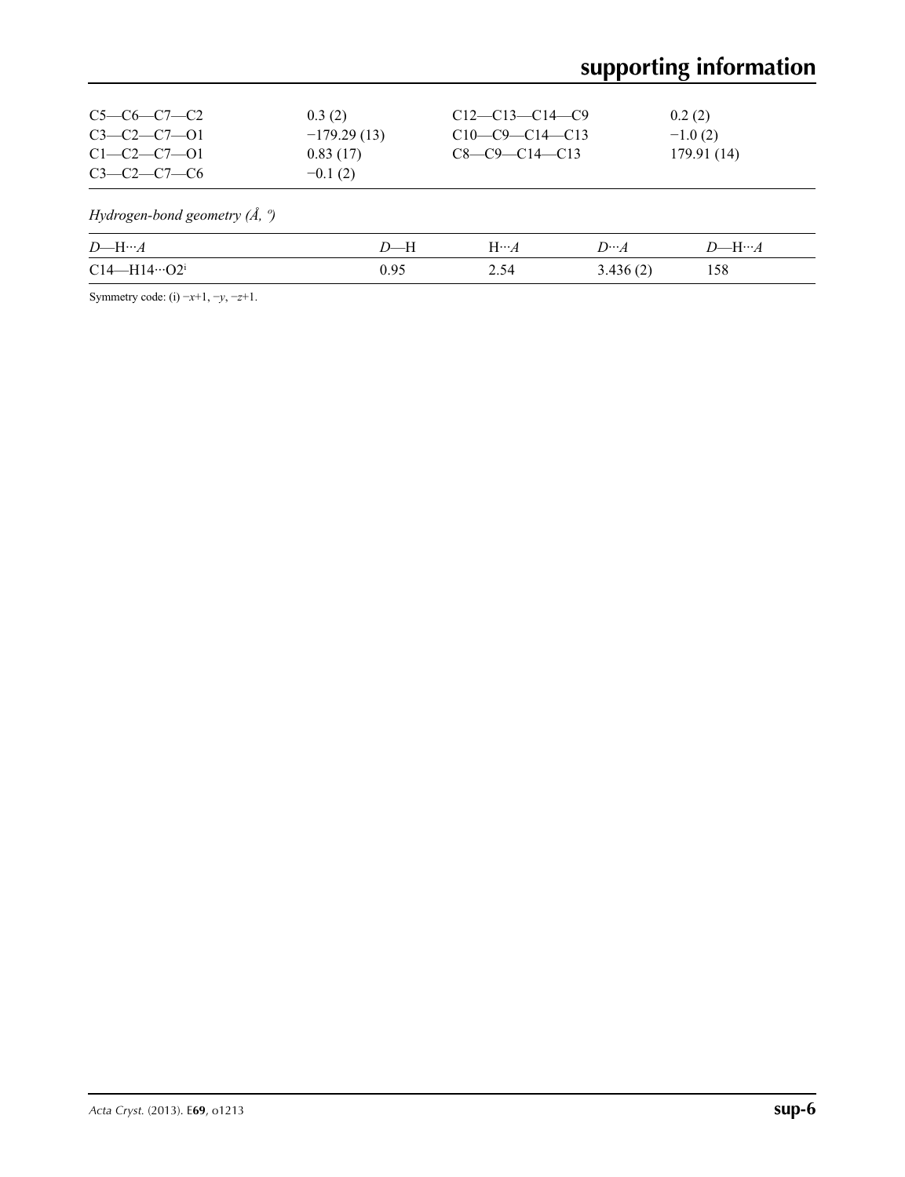| | | | |
|---|---|---|---|
| C5—C6—C7—C2 | 0.3 (2) | C12—C13—C14—C9 | 0.2 (2) |
| C3—C2—C7—O1 | −179.29 (13) | C10—C9—C14—C13 | −1.0 (2) |
| C1—C2—C7—O1 | 0.83 (17) | C8—C9—C14—C13 | 179.91 (14) |
| C3—C2—C7—C6 | −0.1 (2) | | |

*Hydrogen-bond geometry (Å, º)*

| *D*—H···*A* | *D*—H | H···*A* | *D*···*A* | *D*—H···*A* |
|---|---|---|---|---|
| C14—H14···O2[i] | 0.95 | 2.54 | 3.436 (2) | 158 |

Symmetry code: (i) −*x*+1, −*y*, −*z*+1.